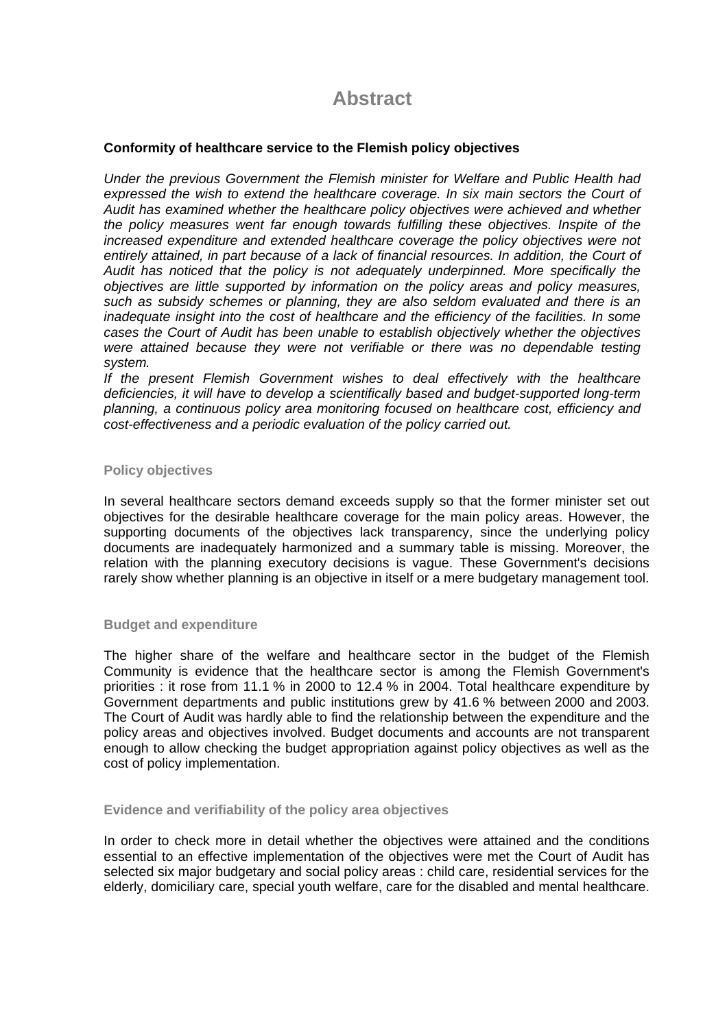# Abstract

**Conformity of healthcare service to the Flemish policy objectives**

*Under the previous Government the Flemish minister for Welfare and Public Health had expressed the wish to extend the healthcare coverage. In six main sectors the Court of Audit has examined whether the healthcare policy objectives were achieved and whether the policy measures went far enough towards fulfilling these objectives. Inspite of the increased expenditure and extended healthcare coverage the policy objectives were not entirely attained, in part because of a lack of financial resources. In addition, the Court of Audit has noticed that the policy is not adequately underpinned. More specifically the objectives are little supported by information on the policy areas and policy measures, such as subsidy schemes or planning, they are also seldom evaluated and there is an inadequate insight into the cost of healthcare and the efficiency of the facilities. In some cases the Court of Audit has been unable to establish objectively whether the objectives were attained because they were not verifiable or there was no dependable testing system.*

*If the present Flemish Government wishes to deal effectively with the healthcare deficiencies, it will have to develop a scientifically based and budget-supported long-term planning, a continuous policy area monitoring focused on healthcare cost, efficiency and cost-effectiveness and a periodic evaluation of the policy carried out.*

### Policy objectives

In several healthcare sectors demand exceeds supply so that the former minister set out objectives for the desirable healthcare coverage for the main policy areas. However, the supporting documents of the objectives lack transparency, since the underlying policy documents are inadequately harmonized and a summary table is missing. Moreover, the relation with the planning executory decisions is vague. These Government's decisions rarely show whether planning is an objective in itself or a mere budgetary management tool.

### Budget and expenditure

The higher share of the welfare and healthcare sector in the budget of the Flemish Community is evidence that the healthcare sector is among the Flemish Government's priorities : it rose from 11.1 % in 2000 to 12.4 % in 2004. Total healthcare expenditure by Government departments and public institutions grew by 41.6 % between 2000 and 2003. The Court of Audit was hardly able to find the relationship between the expenditure and the policy areas and objectives involved. Budget documents and accounts are not transparent enough to allow checking the budget appropriation against policy objectives as well as the cost of policy implementation.

### Evidence and verifiability of the policy area objectives

In order to check more in detail whether the objectives were attained and the conditions essential to an effective implementation of the objectives were met the Court of Audit has selected six major budgetary and social policy areas : child care, residential services for the elderly, domiciliary care, special youth welfare, care for the disabled and mental healthcare.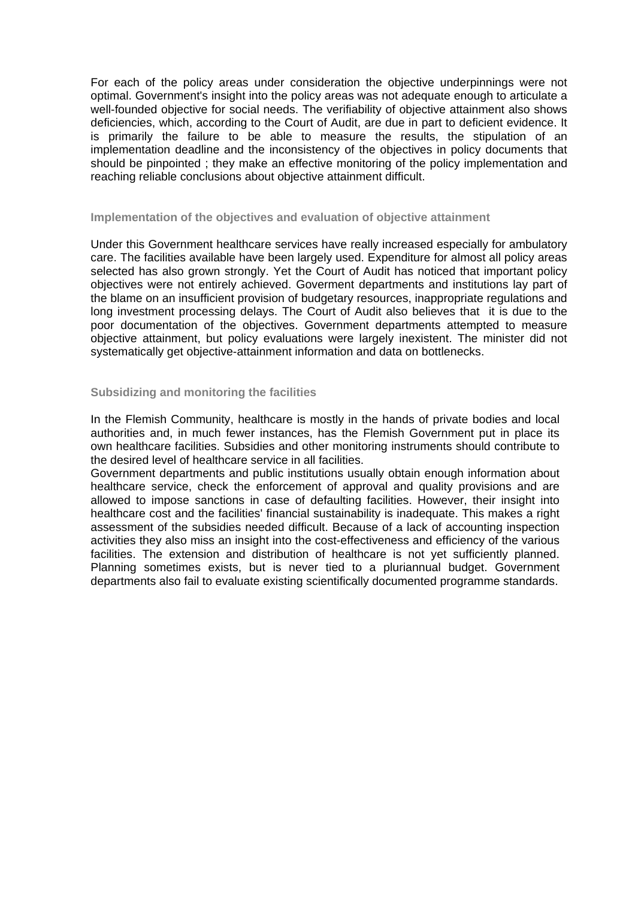For each of the policy areas under consideration the objective underpinnings were not optimal. Government's insight into the policy areas was not adequate enough to articulate a well-founded objective for social needs. The verifiability of objective attainment also shows deficiencies, which, according to the Court of Audit, are due in part to deficient evidence. It is primarily the failure to be able to measure the results, the stipulation of an implementation deadline and the inconsistency of the objectives in policy documents that should be pinpointed ; they make an effective monitoring of the policy implementation and reaching reliable conclusions about objective attainment difficult.

### Implementation of the objectives and evaluation of objective attainment

Under this Government healthcare services have really increased especially for ambulatory care. The facilities available have been largely used. Expenditure for almost all policy areas selected has also grown strongly. Yet the Court of Audit has noticed that important policy objectives were not entirely achieved. Goverment departments and institutions lay part of the blame on an insufficient provision of budgetary resources, inappropriate regulations and long investment processing delays. The Court of Audit also believes that it is due to the poor documentation of the objectives. Government departments attempted to measure objective attainment, but policy evaluations were largely inexistent. The minister did not systematically get objective-attainment information and data on bottlenecks.

### Subsidizing and monitoring the facilities

In the Flemish Community, healthcare is mostly in the hands of private bodies and local authorities and, in much fewer instances, has the Flemish Government put in place its own healthcare facilities. Subsidies and other monitoring instruments should contribute to the desired level of healthcare service in all facilities.
Government departments and public institutions usually obtain enough information about healthcare service, check the enforcement of approval and quality provisions and are allowed to impose sanctions in case of defaulting facilities. However, their insight into healthcare cost and the facilities' financial sustainability is inadequate. This makes a right assessment of the subsidies needed difficult. Because of a lack of accounting inspection activities they also miss an insight into the cost-effectiveness and efficiency of the various facilities. The extension and distribution of healthcare is not yet sufficiently planned. Planning sometimes exists, but is never tied to a pluriannual budget. Government departments also fail to evaluate existing scientifically documented programme standards.